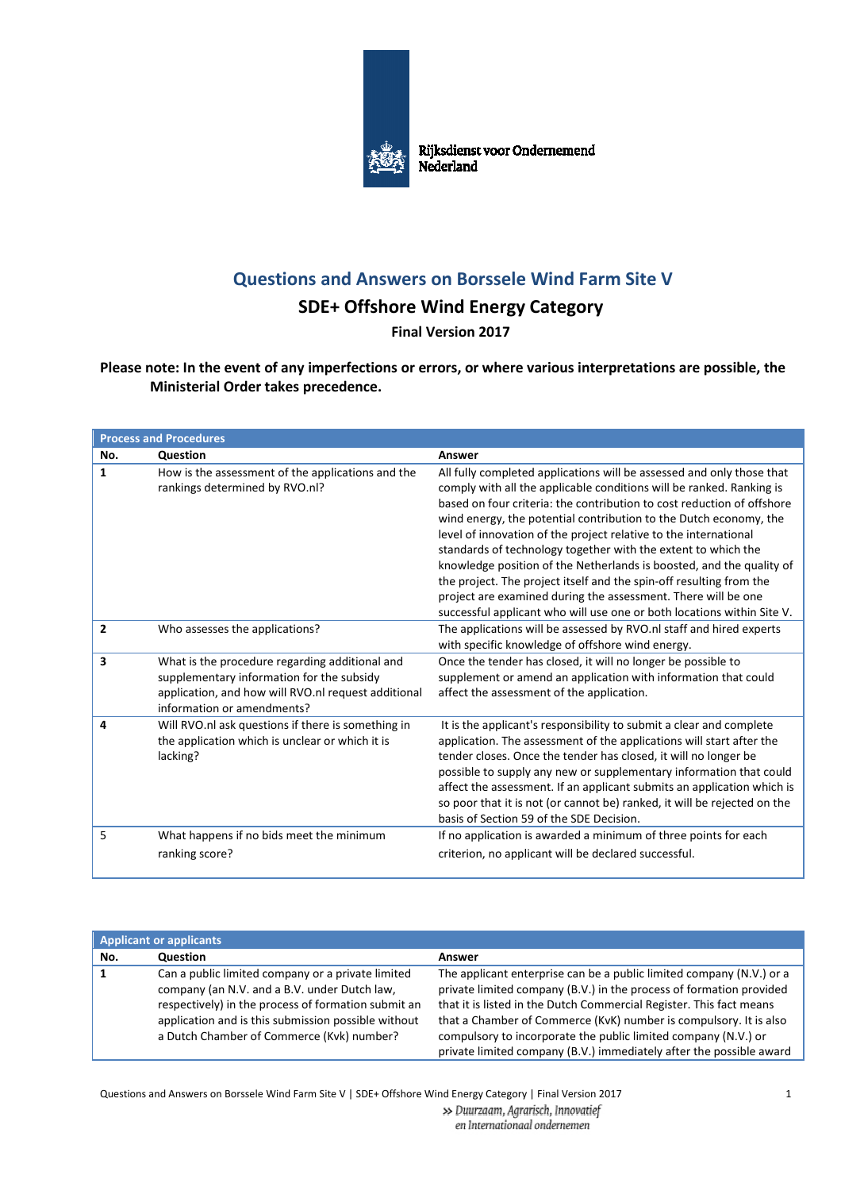Rijksdienst voor Ondernemend Nederland

# Questions and Answers on Borssele Wind Farm Site V

## SDE+ Offshore Wind Energy Category

**Final Version 2017**

**Please note: In the event of any imperfections or errors, or where various interpretations are possible, the Ministerial Order takes precedence.**

| **Process and Procedures** | | |
|---|---|---|
| **No.** | **Question** | **Answer** |
| **1** | How is the assessment of the applications and the rankings determined by RVO.nl? | All fully completed applications will be assessed and only those that comply with all the applicable conditions will be ranked. Ranking is based on four criteria: the contribution to cost reduction of offshore wind energy, the potential contribution to the Dutch economy, the level of innovation of the project relative to the international standards of technology together with the extent to which the knowledge position of the Netherlands is boosted, and the quality of the project. The project itself and the spin-off resulting from the project are examined during the assessment. There will be one successful applicant who will use one or both locations within Site V. |
| **2** | Who assesses the applications? | The applications will be assessed by RVO.nl staff and hired experts with specific knowledge of offshore wind energy. |
| **3** | What is the procedure regarding additional and supplementary information for the subsidy application, and how will RVO.nl request additional information or amendments? | Once the tender has closed, it will no longer be possible to supplement or amend an application with information that could affect the assessment of the application. |
| **4** | Will RVO.nl ask questions if there is something in the application which is unclear or which it is lacking? | It is the applicant's responsibility to submit a clear and complete application. The assessment of the applications will start after the tender closes. Once the tender has closed, it will no longer be possible to supply any new or supplementary information that could affect the assessment. If an applicant submits an application which is so poor that it is not (or cannot be) ranked, it will be rejected on the basis of Section 59 of the SDE Decision. |
| 5 | What happens if no bids meet the minimum ranking score? | If no application is awarded a minimum of three points for each criterion, no applicant will be declared successful. |

| **Applicant or applicants** | | |
|---|---|---|
| **No.** | **Question** | **Answer** |
| **1** | Can a public limited company or a private limited company (an N.V. and a B.V. under Dutch law, respectively) in the process of formation submit an application and is this submission possible without a Dutch Chamber of Commerce (Kvk) number? | The applicant enterprise can be a public limited company (N.V.) or a private limited company (B.V.) in the process of formation provided that it is listed in the Dutch Commercial Register. This fact means that a Chamber of Commerce (KvK) number is compulsory. It is also compulsory to incorporate the public limited company (N.V.) or private limited company (B.V.) immediately after the possible award |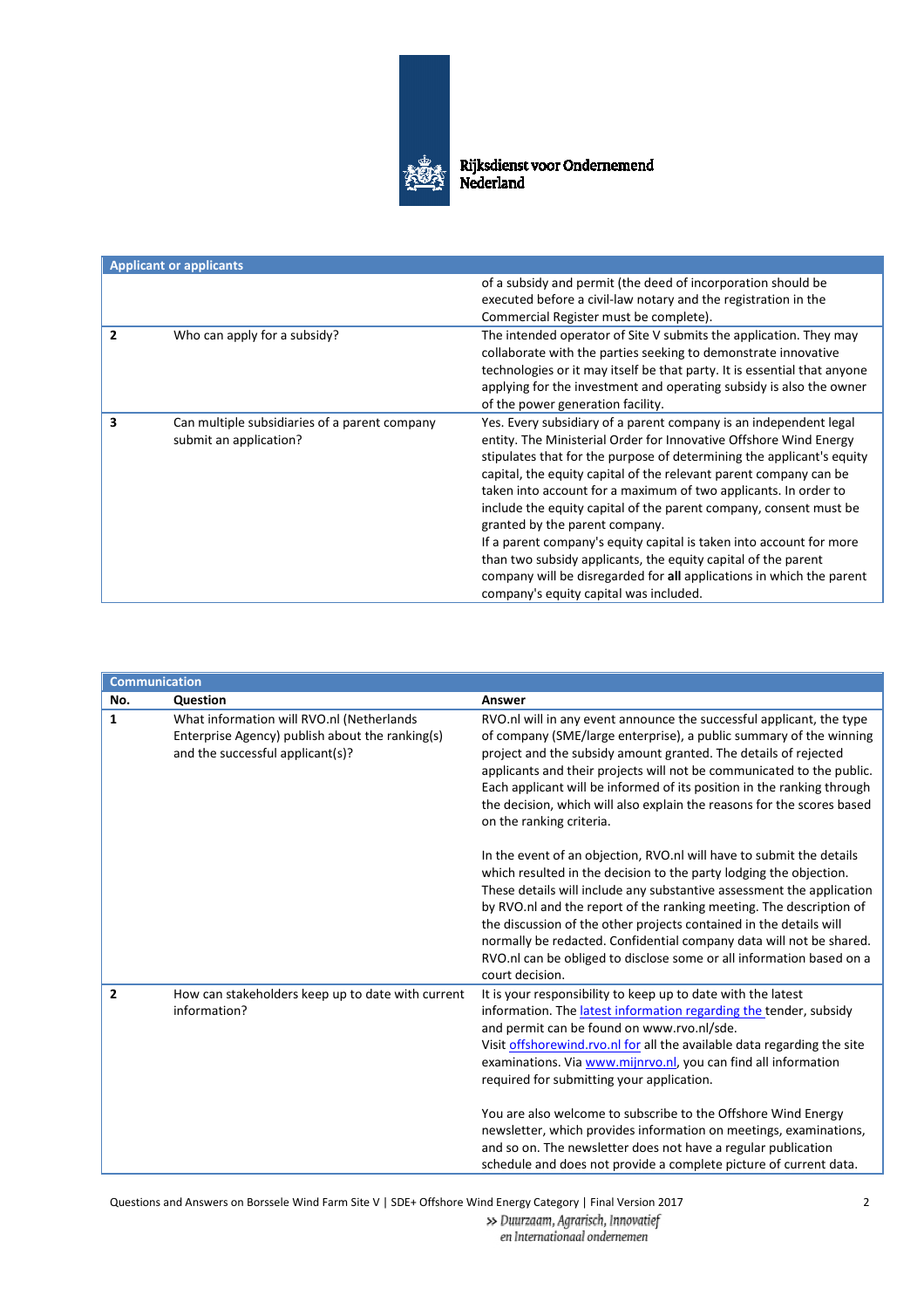| Applicant or applicants | | |
|---|---|---|
| | | of a subsidy and permit (the deed of incorporation should be executed before a civil-law notary and the registration in the Commercial Register must be complete). |
| **2** | Who can apply for a subsidy? | The intended operator of Site V submits the application. They may collaborate with the parties seeking to demonstrate innovative technologies or it may itself be that party. It is essential that anyone applying for the investment and operating subsidy is also the owner of the power generation facility. |
| **3** | Can multiple subsidiaries of a parent company submit an application? | Yes. Every subsidiary of a parent company is an independent legal entity. The Ministerial Order for Innovative Offshore Wind Energy stipulates that for the purpose of determining the applicant's equity capital, the equity capital of the relevant parent company can be taken into account for a maximum of two applicants. In order to include the equity capital of the parent company, consent must be granted by the parent company.<br>If a parent company's equity capital is taken into account for more than two subsidy applicants, the equity capital of the parent company will be disregarded for **all** applications in which the parent company's equity capital was included. |

| Communication | | |
|---|---|---|
| **No.** | **Question** | **Answer** |
| **1** | What information will RVO.nl (Netherlands Enterprise Agency) publish about the ranking(s) and the successful applicant(s)? | RVO.nl will in any event announce the successful applicant, the type of company (SME/large enterprise), a public summary of the winning project and the subsidy amount granted. The details of rejected applicants and their projects will not be communicated to the public. Each applicant will be informed of its position in the ranking through the decision, which will also explain the reasons for the scores based on the ranking criteria.<br><br>In the event of an objection, RVO.nl will have to submit the details which resulted in the decision to the party lodging the objection. These details will include any substantive assessment the application by RVO.nl and the report of the ranking meeting. The description of the discussion of the other projects contained in the details will normally be redacted. Confidential company data will not be shared. RVO.nl can be obliged to disclose some or all information based on a court decision. |
| **2** | How can stakeholders keep up to date with current information? | It is your responsibility to keep up to date with the latest information. The latest information regarding the tender, subsidy and permit can be found on www.rvo.nl/sde.<br>Visit offshorewind.rvo.nl for all the available data regarding the site examinations. Via www.mijnrvo.nl, you can find all information required for submitting your application.<br><br>You are also welcome to subscribe to the Offshore Wind Energy newsletter, which provides information on meetings, examinations, and so on. The newsletter does not have a regular publication schedule and does not provide a complete picture of current data. |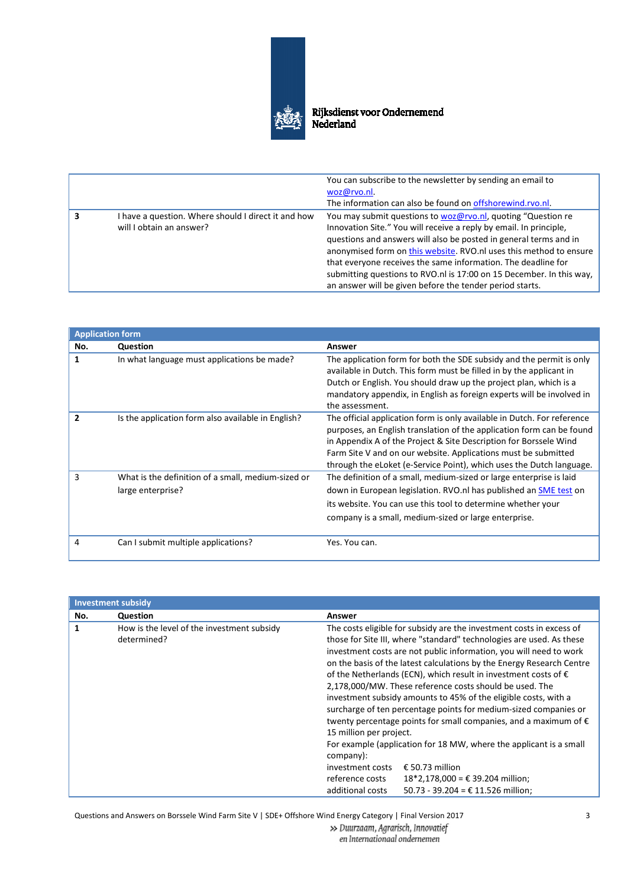|  |  | You can subscribe to the newsletter by sending an email to woz@rvo.nl. The information can also be found on offshorewind.rvo.nl. |
|---|---|---|
| **3** | I have a question. Where should I direct it and how will I obtain an answer? | You may submit questions to woz@rvo.nl, quoting "Question re Innovation Site." You will receive a reply by email. In principle, questions and answers will also be posted in general terms and in anonymised form on this website. RVO.nl uses this method to ensure that everyone receives the same information. The deadline for submitting questions to RVO.nl is 17:00 on 15 December. In this way, an answer will be given before the tender period starts. |

| **Application form** | | |
|---|---|---|
| **No.** | **Question** | **Answer** |
| **1** | In what language must applications be made? | The application form for both the SDE subsidy and the permit is only available in Dutch. This form must be filled in by the applicant in Dutch or English. You should draw up the project plan, which is a mandatory appendix, in English as foreign experts will be involved in the assessment. |
| **2** | Is the application form also available in English? | The official application form is only available in Dutch. For reference purposes, an English translation of the application form can be found in Appendix A of the Project & Site Description for Borssele Wind Farm Site V and on our website. Applications must be submitted through the eLoket (e-Service Point), which uses the Dutch language. |
| 3 | What is the definition of a small, medium-sized or large enterprise? | The definition of a small, medium-sized or large enterprise is laid down in European legislation. RVO.nl has published an SME test on its website. You can use this tool to determine whether your company is a small, medium-sized or large enterprise. |
| 4 | Can I submit multiple applications? | Yes. You can. |

| **Investment subsidy** | | |
|---|---|---|
| **No.** | **Question** | **Answer** |
| **1** | How is the level of the investment subsidy determined? | The costs eligible for subsidy are the investment costs in excess of those for Site III, where "standard" technologies are used. As these investment costs are not public information, you will need to work on the basis of the latest calculations by the Energy Research Centre of the Netherlands (ECN), which result in investment costs of € 2,178,000/MW. These reference costs should be used. The investment subsidy amounts to 45% of the eligible costs, with a surcharge of ten percentage points for medium-sized companies or twenty percentage points for small companies, and a maximum of € 15 million per project.<br>For example (application for 18 MW, where the applicant is a small company):<br>investment costs € 50.73 million<br>reference costs 18*2,178,000 = € 39.204 million;<br>additional costs 50.73 - 39.204 = € 11.526 million; |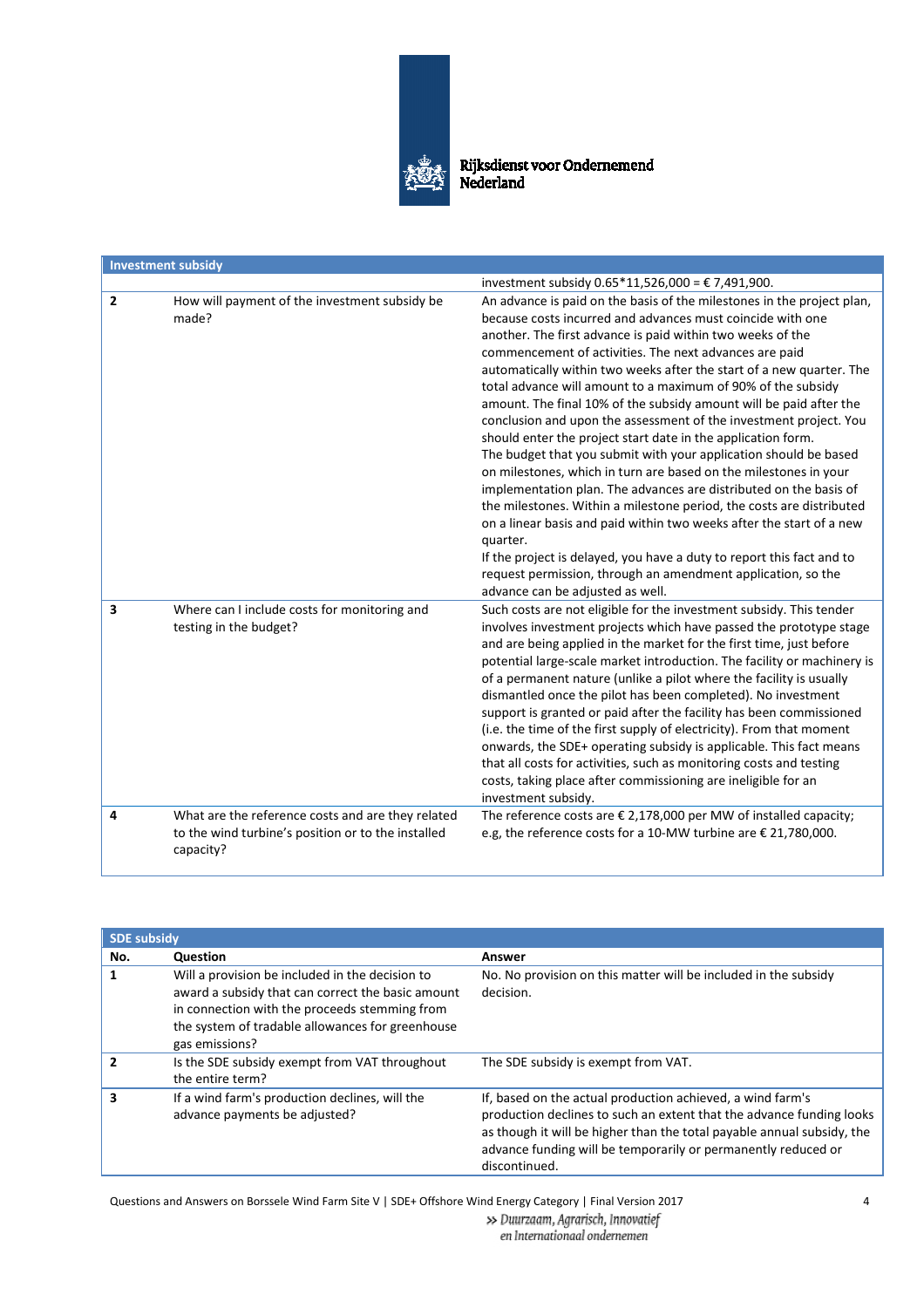| Investment subsidy | | |
|---|---|---|
| | | investment subsidy 0.65*11,526,000 = € 7,491,900. |
| 2 | How will payment of the investment subsidy be made? | An advance is paid on the basis of the milestones in the project plan, because costs incurred and advances must coincide with one another. The first advance is paid within two weeks of the commencement of activities. The next advances are paid automatically within two weeks after the start of a new quarter. The total advance will amount to a maximum of 90% of the subsidy amount. The final 10% of the subsidy amount will be paid after the conclusion and upon the assessment of the investment project. You should enter the project start date in the application form.<br>The budget that you submit with your application should be based on milestones, which in turn are based on the milestones in your implementation plan. The advances are distributed on the basis of the milestones. Within a milestone period, the costs are distributed on a linear basis and paid within two weeks after the start of a new quarter.<br>If the project is delayed, you have a duty to report this fact and to request permission, through an amendment application, so the advance can be adjusted as well. |
| 3 | Where can I include costs for monitoring and testing in the budget? | Such costs are not eligible for the investment subsidy. This tender involves investment projects which have passed the prototype stage and are being applied in the market for the first time, just before potential large-scale market introduction. The facility or machinery is of a permanent nature (unlike a pilot where the facility is usually dismantled once the pilot has been completed). No investment support is granted or paid after the facility has been commissioned (i.e. the time of the first supply of electricity). From that moment onwards, the SDE+ operating subsidy is applicable. This fact means that all costs for activities, such as monitoring costs and testing costs, taking place after commissioning are ineligible for an investment subsidy. |
| 4 | What are the reference costs and are they related to the wind turbine's position or to the installed capacity? | The reference costs are € 2,178,000 per MW of installed capacity; e.g, the reference costs for a 10-MW turbine are € 21,780,000. |

| SDE subsidy | | |
|---|---|---|
| **No.** | **Question** | **Answer** |
| 1 | Will a provision be included in the decision to award a subsidy that can correct the basic amount in connection with the proceeds stemming from the system of tradable allowances for greenhouse gas emissions? | No. No provision on this matter will be included in the subsidy decision. |
| 2 | Is the SDE subsidy exempt from VAT throughout the entire term? | The SDE subsidy is exempt from VAT. |
| 3 | If a wind farm's production declines, will the advance payments be adjusted? | If, based on the actual production achieved, a wind farm's production declines to such an extent that the advance funding looks as though it will be higher than the total payable annual subsidy, the advance funding will be temporarily or permanently reduced or discontinued. |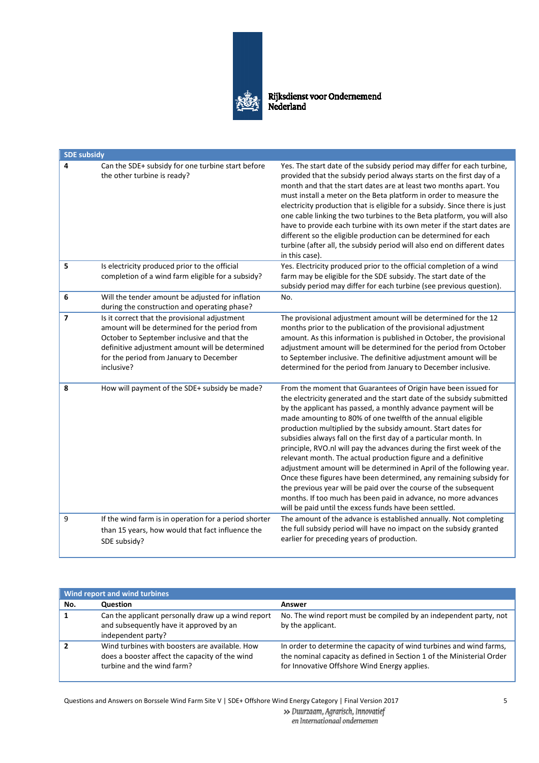| SDE subsidy | | |
|---|---|---|
| 4 | Can the SDE+ subsidy for one turbine start before the other turbine is ready? | Yes. The start date of the subsidy period may differ for each turbine, provided that the subsidy period always starts on the first day of a month and that the start dates are at least two months apart. You must install a meter on the Beta platform in order to measure the electricity production that is eligible for a subsidy. Since there is just one cable linking the two turbines to the Beta platform, you will also have to provide each turbine with its own meter if the start dates are different so the eligible production can be determined for each turbine (after all, the subsidy period will also end on different dates in this case). |
| 5 | Is electricity produced prior to the official completion of a wind farm eligible for a subsidy? | Yes. Electricity produced prior to the official completion of a wind farm may be eligible for the SDE subsidy. The start date of the subsidy period may differ for each turbine (see previous question). |
| 6 | Will the tender amount be adjusted for inflation during the construction and operating phase? | No. |
| 7 | Is it correct that the provisional adjustment amount will be determined for the period from October to September inclusive and that the definitive adjustment amount will be determined for the period from January to December inclusive? | The provisional adjustment amount will be determined for the 12 months prior to the publication of the provisional adjustment amount. As this information is published in October, the provisional adjustment amount will be determined for the period from October to September inclusive. The definitive adjustment amount will be determined for the period from January to December inclusive. |
| 8 | How will payment of the SDE+ subsidy be made? | From the moment that Guarantees of Origin have been issued for the electricity generated and the start date of the subsidy submitted by the applicant has passed, a monthly advance payment will be made amounting to 80% of one twelfth of the annual eligible production multiplied by the subsidy amount. Start dates for subsidies always fall on the first day of a particular month. In principle, RVO.nl will pay the advances during the first week of the relevant month. The actual production figure and a definitive adjustment amount will be determined in April of the following year. Once these figures have been determined, any remaining subsidy for the previous year will be paid over the course of the subsequent months. If too much has been paid in advance, no more advances will be paid until the excess funds have been settled. |
| 9 | If the wind farm is in operation for a period shorter than 15 years, how would that fact influence the SDE subsidy? | The amount of the advance is established annually. Not completing the full subsidy period will have no impact on the subsidy granted earlier for preceding years of production. |

| Wind report and wind turbines | | |
|---|---|---|
| **No.** | **Question** | **Answer** |
| 1 | Can the applicant personally draw up a wind report and subsequently have it approved by an independent party? | No. The wind report must be compiled by an independent party, not by the applicant. |
| 2 | Wind turbines with boosters are available. How does a booster affect the capacity of the wind turbine and the wind farm? | In order to determine the capacity of wind turbines and wind farms, the nominal capacity as defined in Section 1 of the Ministerial Order for Innovative Offshore Wind Energy applies. |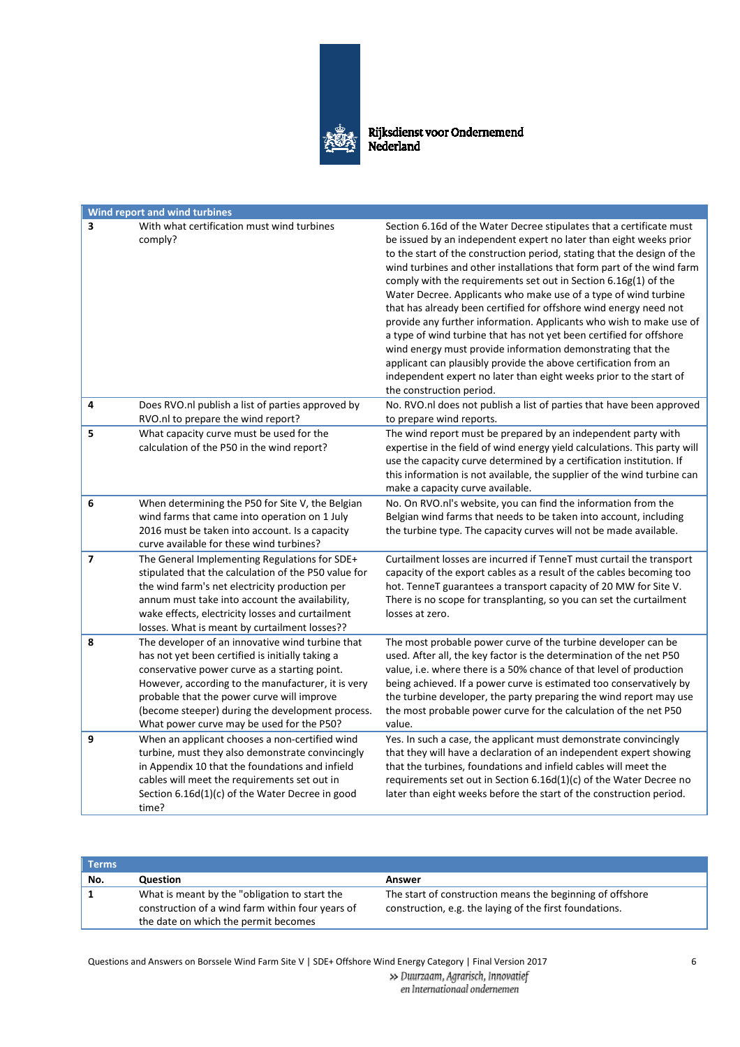| Wind report and wind turbines | | |
|---|---|---|
| 3 | With what certification must wind turbines comply? | Section 6.16d of the Water Decree stipulates that a certificate must be issued by an independent expert no later than eight weeks prior to the start of the construction period, stating that the design of the wind turbines and other installations that form part of the wind farm comply with the requirements set out in Section 6.16g(1) of the Water Decree. Applicants who make use of a type of wind turbine that has already been certified for offshore wind energy need not provide any further information. Applicants who wish to make use of a type of wind turbine that has not yet been certified for offshore wind energy must provide information demonstrating that the applicant can plausibly provide the above certification from an independent expert no later than eight weeks prior to the start of the construction period. |
| 4 | Does RVO.nl publish a list of parties approved by RVO.nl to prepare the wind report? | No. RVO.nl does not publish a list of parties that have been approved to prepare wind reports. |
| 5 | What capacity curve must be used for the calculation of the P50 in the wind report? | The wind report must be prepared by an independent party with expertise in the field of wind energy yield calculations. This party will use the capacity curve determined by a certification institution. If this information is not available, the supplier of the wind turbine can make a capacity curve available. |
| 6 | When determining the P50 for Site V, the Belgian wind farms that came into operation on 1 July 2016 must be taken into account. Is a capacity curve available for these wind turbines? | No. On RVO.nl's website, you can find the information from the Belgian wind farms that needs to be taken into account, including the turbine type. The capacity curves will not be made available. |
| 7 | The General Implementing Regulations for SDE+ stipulated that the calculation of the P50 value for the wind farm's net electricity production per annum must take into account the availability, wake effects, electricity losses and curtailment losses. What is meant by curtailment losses?? | Curtailment losses are incurred if TenneT must curtail the transport capacity of the export cables as a result of the cables becoming too hot. TenneT guarantees a transport capacity of 20 MW for Site V. There is no scope for transplanting, so you can set the curtailment losses at zero. |
| 8 | The developer of an innovative wind turbine that has not yet been certified is initially taking a conservative power curve as a starting point. However, according to the manufacturer, it is very probable that the power curve will improve (become steeper) during the development process. What power curve may be used for the P50? | The most probable power curve of the turbine developer can be used. After all, the key factor is the determination of the net P50 value, i.e. where there is a 50% chance of that level of production being achieved. If a power curve is estimated too conservatively by the turbine developer, the party preparing the wind report may use the most probable power curve for the calculation of the net P50 value. |
| 9 | When an applicant chooses a non-certified wind turbine, must they also demonstrate convincingly in Appendix 10 that the foundations and infield cables will meet the requirements set out in Section 6.16d(1)(c) of the Water Decree in good time? | Yes. In such a case, the applicant must demonstrate convincingly that they will have a declaration of an independent expert showing that the turbines, foundations and infield cables will meet the requirements set out in Section 6.16d(1)(c) of the Water Decree no later than eight weeks before the start of the construction period. |

| Terms | | |
|---|---|---|
| **No.** | **Question** | **Answer** |
| 1 | What is meant by the "obligation to start the construction of a wind farm within four years of the date on which the permit becomes | The start of construction means the beginning of offshore construction, e.g. the laying of the first foundations. |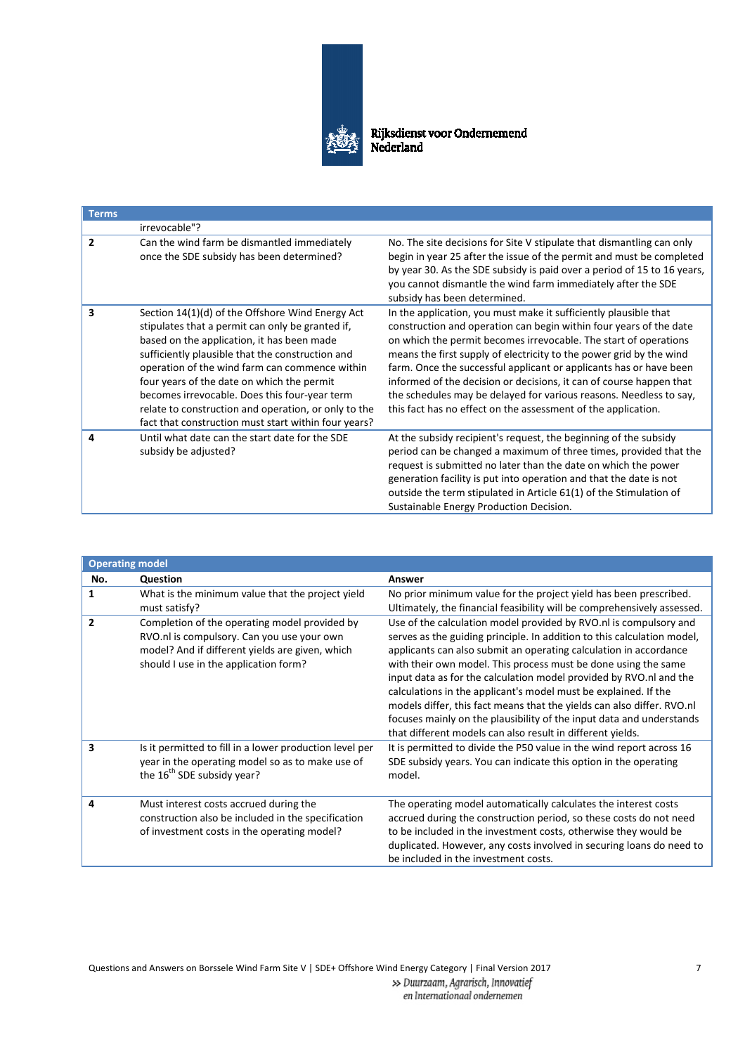| Terms | | |
|---|---|---|
| | irrevocable"? | |
| 2 | Can the wind farm be dismantled immediately once the SDE subsidy has been determined? | No. The site decisions for Site V stipulate that dismantling can only begin in year 25 after the issue of the permit and must be completed by year 30. As the SDE subsidy is paid over a period of 15 to 16 years, you cannot dismantle the wind farm immediately after the SDE subsidy has been determined. |
| 3 | Section 14(1)(d) of the Offshore Wind Energy Act stipulates that a permit can only be granted if, based on the application, it has been made sufficiently plausible that the construction and operation of the wind farm can commence within four years of the date on which the permit becomes irrevocable. Does this four-year term relate to construction and operation, or only to the fact that construction must start within four years? | In the application, you must make it sufficiently plausible that construction and operation can begin within four years of the date on which the permit becomes irrevocable. The start of operations means the first supply of electricity to the power grid by the wind farm. Once the successful applicant or applicants has or have been informed of the decision or decisions, it can of course happen that the schedules may be delayed for various reasons. Needless to say, this fact has no effect on the assessment of the application. |
| 4 | Until what date can the start date for the SDE subsidy be adjusted? | At the subsidy recipient's request, the beginning of the subsidy period can be changed a maximum of three times, provided that the request is submitted no later than the date on which the power generation facility is put into operation and that the date is not outside the term stipulated in Article 61(1) of the Stimulation of Sustainable Energy Production Decision. |

| Operating model | | |
|---|---|---|
| **No.** | **Question** | **Answer** |
| 1 | What is the minimum value that the project yield must satisfy? | No prior minimum value for the project yield has been prescribed. Ultimately, the financial feasibility will be comprehensively assessed. |
| 2 | Completion of the operating model provided by RVO.nl is compulsory. Can you use your own model? And if different yields are given, which should I use in the application form? | Use of the calculation model provided by RVO.nl is compulsory and serves as the guiding principle. In addition to this calculation model, applicants can also submit an operating calculation in accordance with their own model. This process must be done using the same input data as for the calculation model provided by RVO.nl and the calculations in the applicant's model must be explained. If the models differ, this fact means that the yields can also differ. RVO.nl focuses mainly on the plausibility of the input data and understands that different models can also result in different yields. |
| 3 | Is it permitted to fill in a lower production level per year in the operating model so as to make use of the 16th SDE subsidy year? | It is permitted to divide the P50 value in the wind report across 16 SDE subsidy years. You can indicate this option in the operating model. |
| 4 | Must interest costs accrued during the construction also be included in the specification of investment costs in the operating model? | The operating model automatically calculates the interest costs accrued during the construction period, so these costs do not need to be included in the investment costs, otherwise they would be duplicated. However, any costs involved in securing loans do need to be included in the investment costs. |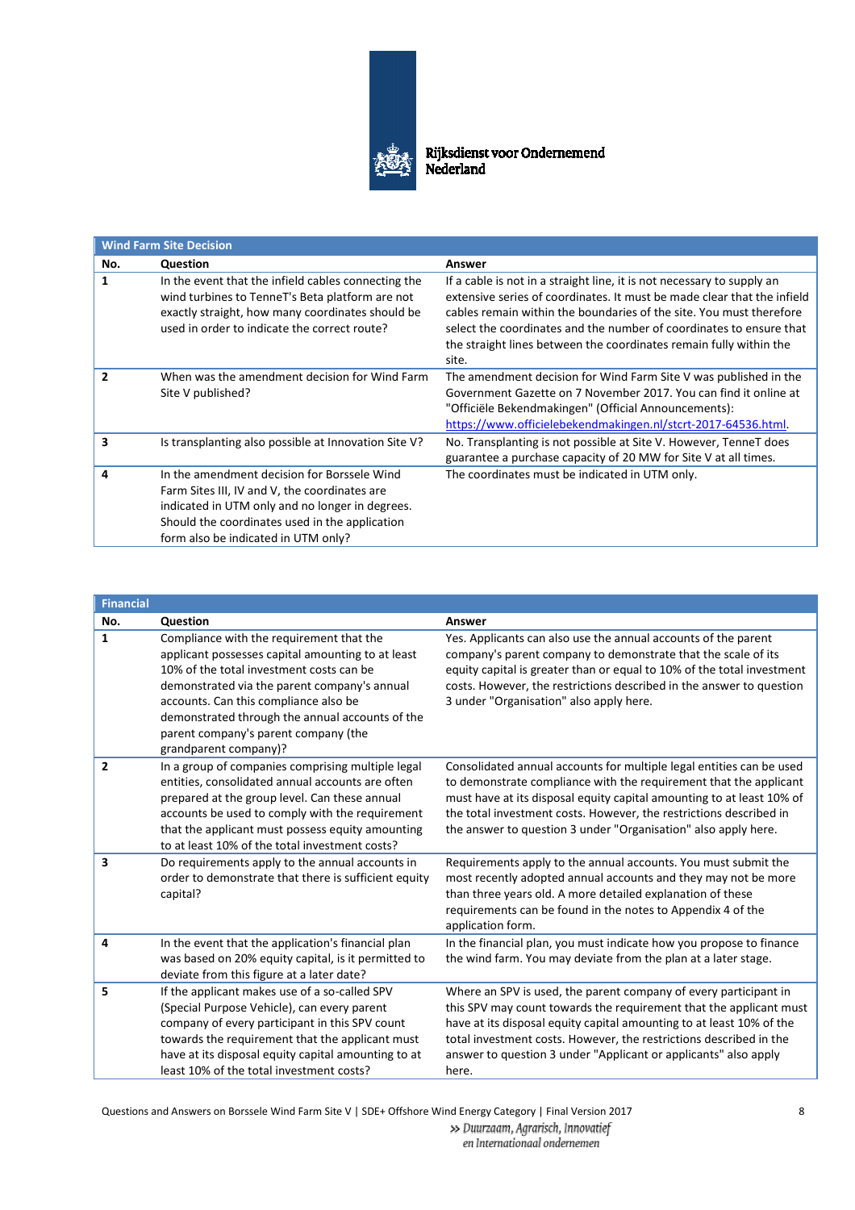| Wind Farm Site Decision | | |
|---|---|---|
| **No.** | **Question** | **Answer** |
| **1** | In the event that the infield cables connecting the wind turbines to TenneT's Beta platform are not exactly straight, how many coordinates should be used in order to indicate the correct route? | If a cable is not in a straight line, it is not necessary to supply an extensive series of coordinates. It must be made clear that the infield cables remain within the boundaries of the site. You must therefore select the coordinates and the number of coordinates to ensure that the straight lines between the coordinates remain fully within the site. |
| **2** | When was the amendment decision for Wind Farm Site V published? | The amendment decision for Wind Farm Site V was published in the Government Gazette on 7 November 2017. You can find it online at "Officiële Bekendmakingen" (Official Announcements): https://www.officielebekendmakingen.nl/stcrt-2017-64536.html. |
| **3** | Is transplanting also possible at Innovation Site V? | No. Transplanting is not possible at Site V. However, TenneT does guarantee a purchase capacity of 20 MW for Site V at all times. |
| **4** | In the amendment decision for Borssele Wind Farm Sites III, IV and V, the coordinates are indicated in UTM only and no longer in degrees. Should the coordinates used in the application form also be indicated in UTM only? | The coordinates must be indicated in UTM only. |

| Financial | | |
|---|---|---|
| **No.** | **Question** | **Answer** |
| **1** | Compliance with the requirement that the applicant possesses capital amounting to at least 10% of the total investment costs can be demonstrated via the parent company's annual accounts. Can this compliance also be demonstrated through the annual accounts of the parent company's parent company (the grandparent company)? | Yes. Applicants can also use the annual accounts of the parent company's parent company to demonstrate that the scale of its equity capital is greater than or equal to 10% of the total investment costs. However, the restrictions described in the answer to question 3 under "Organisation" also apply here. |
| **2** | In a group of companies comprising multiple legal entities, consolidated annual accounts are often prepared at the group level. Can these annual accounts be used to comply with the requirement that the applicant must possess equity amounting to at least 10% of the total investment costs? | Consolidated annual accounts for multiple legal entities can be used to demonstrate compliance with the requirement that the applicant must have at its disposal equity capital amounting to at least 10% of the total investment costs. However, the restrictions described in the answer to question 3 under "Organisation" also apply here. |
| **3** | Do requirements apply to the annual accounts in order to demonstrate that there is sufficient equity capital? | Requirements apply to the annual accounts. You must submit the most recently adopted annual accounts and they may not be more than three years old. A more detailed explanation of these requirements can be found in the notes to Appendix 4 of the application form. |
| **4** | In the event that the application's financial plan was based on 20% equity capital, is it permitted to deviate from this figure at a later date? | In the financial plan, you must indicate how you propose to finance the wind farm. You may deviate from the plan at a later stage. |
| **5** | If the applicant makes use of a so-called SPV (Special Purpose Vehicle), can every parent company of every participant in this SPV count towards the requirement that the applicant must have at its disposal equity capital amounting to at least 10% of the total investment costs? | Where an SPV is used, the parent company of every participant in this SPV may count towards the requirement that the applicant must have at its disposal equity capital amounting to at least 10% of the total investment costs. However, the restrictions described in the answer to question 3 under "Applicant or applicants" also apply here. |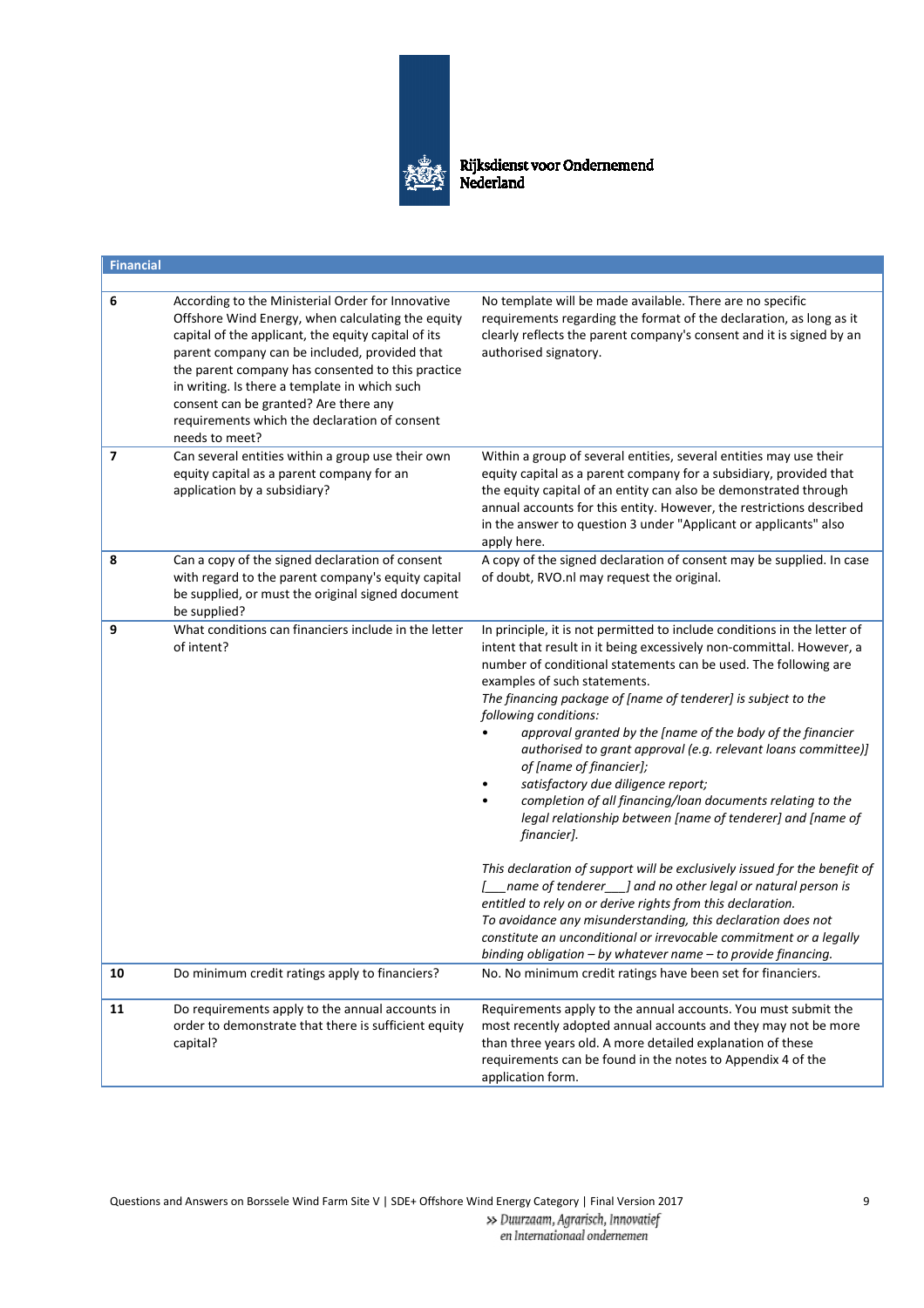| Financial | | |
|---|---|---|
| 6 | According to the Ministerial Order for Innovative Offshore Wind Energy, when calculating the equity capital of the applicant, the equity capital of its parent company can be included, provided that the parent company has consented to this practice in writing. Is there a template in which such consent can be granted? Are there any requirements which the declaration of consent needs to meet? | No template will be made available. There are no specific requirements regarding the format of the declaration, as long as it clearly reflects the parent company's consent and it is signed by an authorised signatory. |
| 7 | Can several entities within a group use their own equity capital as a parent company for an application by a subsidiary? | Within a group of several entities, several entities may use their equity capital as a parent company for a subsidiary, provided that the equity capital of an entity can also be demonstrated through annual accounts for this entity. However, the restrictions described in the answer to question 3 under "Applicant or applicants" also apply here. |
| 8 | Can a copy of the signed declaration of consent with regard to the parent company's equity capital be supplied, or must the original signed document be supplied? | A copy of the signed declaration of consent may be supplied. In case of doubt, RVO.nl may request the original. |
| 9 | What conditions can financiers include in the letter of intent? | In principle, it is not permitted to include conditions in the letter of intent that result in it being excessively non-committal. However, a number of conditional statements can be used. The following are examples of such statements.<br>*The financing package of [name of tenderer] is subject to the following conditions:*<br>• *approval granted by the [name of the body of the financier authorised to grant approval (e.g. relevant loans committee)] of [name of financier];*<br>• *satisfactory due diligence report;*<br>• *completion of all financing/loan documents relating to the legal relationship between [name of tenderer] and [name of financier].*<br><br>*This declaration of support will be exclusively issued for the benefit of [___name of tenderer___] and no other legal or natural person is entitled to rely on or derive rights from this declaration.*<br>*To avoidance any misunderstanding, this declaration does not constitute an unconditional or irrevocable commitment or a legally binding obligation – by whatever name – to provide financing.* |
| 10 | Do minimum credit ratings apply to financiers? | No. No minimum credit ratings have been set for financiers. |
| 11 | Do requirements apply to the annual accounts in order to demonstrate that there is sufficient equity capital? | Requirements apply to the annual accounts. You must submit the most recently adopted annual accounts and they may not be more than three years old. A more detailed explanation of these requirements can be found in the notes to Appendix 4 of the application form. |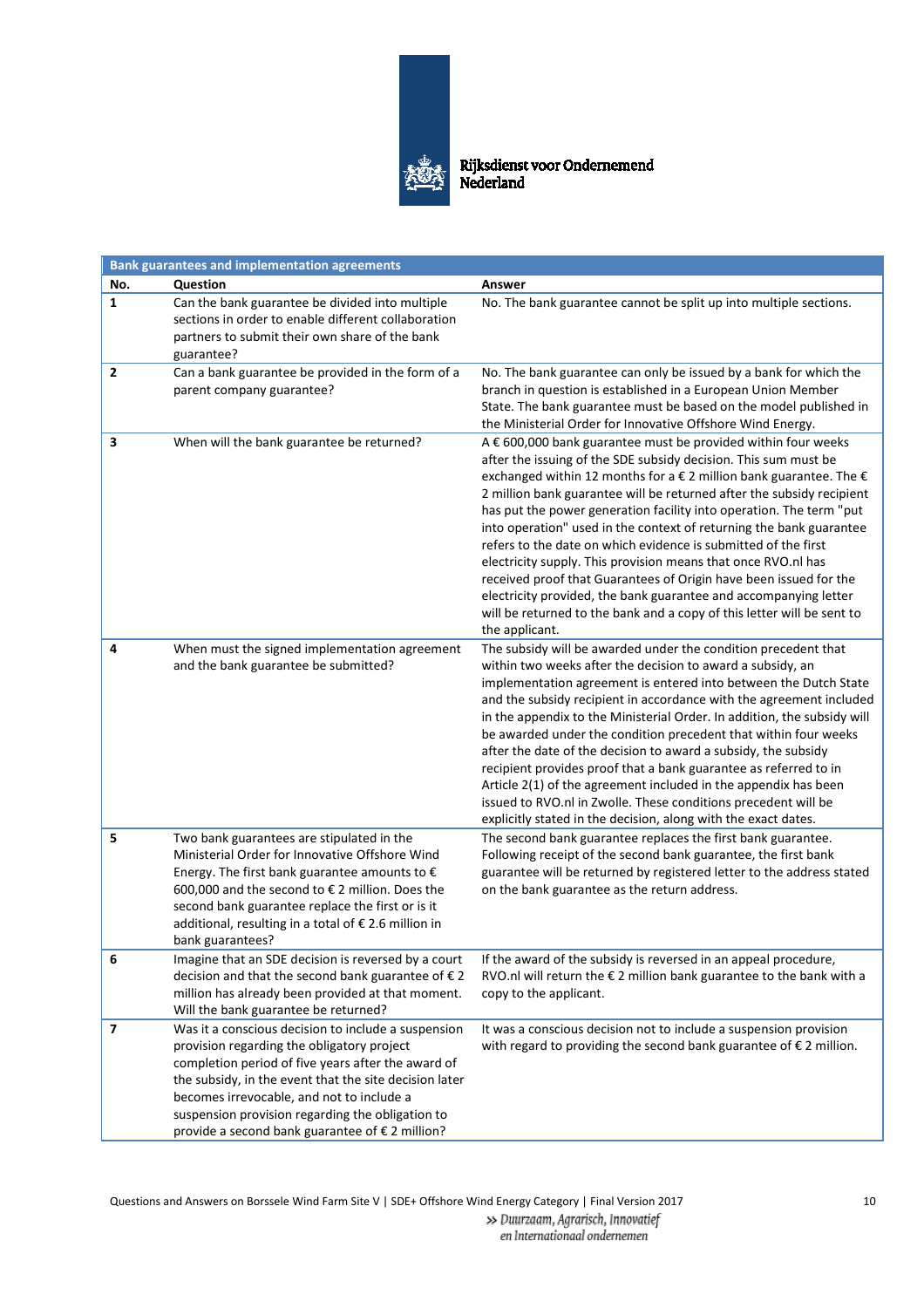| Bank guarantees and implementation agreements | | |
|---|---|---|
| **No.** | **Question** | **Answer** |
| **1** | Can the bank guarantee be divided into multiple sections in order to enable different collaboration partners to submit their own share of the bank guarantee? | No. The bank guarantee cannot be split up into multiple sections. |
| **2** | Can a bank guarantee be provided in the form of a parent company guarantee? | No. The bank guarantee can only be issued by a bank for which the branch in question is established in a European Union Member State. The bank guarantee must be based on the model published in the Ministerial Order for Innovative Offshore Wind Energy. |
| **3** | When will the bank guarantee be returned? | A € 600,000 bank guarantee must be provided within four weeks after the issuing of the SDE subsidy decision. This sum must be exchanged within 12 months for a € 2 million bank guarantee. The € 2 million bank guarantee will be returned after the subsidy recipient has put the power generation facility into operation. The term "put into operation" used in the context of returning the bank guarantee refers to the date on which evidence is submitted of the first electricity supply. This provision means that once RVO.nl has received proof that Guarantees of Origin have been issued for the electricity provided, the bank guarantee and accompanying letter will be returned to the bank and a copy of this letter will be sent to the applicant. |
| **4** | When must the signed implementation agreement and the bank guarantee be submitted? | The subsidy will be awarded under the condition precedent that within two weeks after the decision to award a subsidy, an implementation agreement is entered into between the Dutch State and the subsidy recipient in accordance with the agreement included in the appendix to the Ministerial Order. In addition, the subsidy will be awarded under the condition precedent that within four weeks after the date of the decision to award a subsidy, the subsidy recipient provides proof that a bank guarantee as referred to in Article 2(1) of the agreement included in the appendix has been issued to RVO.nl in Zwolle. These conditions precedent will be explicitly stated in the decision, along with the exact dates. |
| **5** | Two bank guarantees are stipulated in the Ministerial Order for Innovative Offshore Wind Energy. The first bank guarantee amounts to € 600,000 and the second to € 2 million. Does the second bank guarantee replace the first or is it additional, resulting in a total of € 2.6 million in bank guarantees? | The second bank guarantee replaces the first bank guarantee. Following receipt of the second bank guarantee, the first bank guarantee will be returned by registered letter to the address stated on the bank guarantee as the return address. |
| **6** | Imagine that an SDE decision is reversed by a court decision and that the second bank guarantee of € 2 million has already been provided at that moment. Will the bank guarantee be returned? | If the award of the subsidy is reversed in an appeal procedure, RVO.nl will return the € 2 million bank guarantee to the bank with a copy to the applicant. |
| **7** | Was it a conscious decision to include a suspension provision regarding the obligatory project completion period of five years after the award of the subsidy, in the event that the site decision later becomes irrevocable, and not to include a suspension provision regarding the obligation to provide a second bank guarantee of € 2 million? | It was a conscious decision not to include a suspension provision with regard to providing the second bank guarantee of € 2 million. |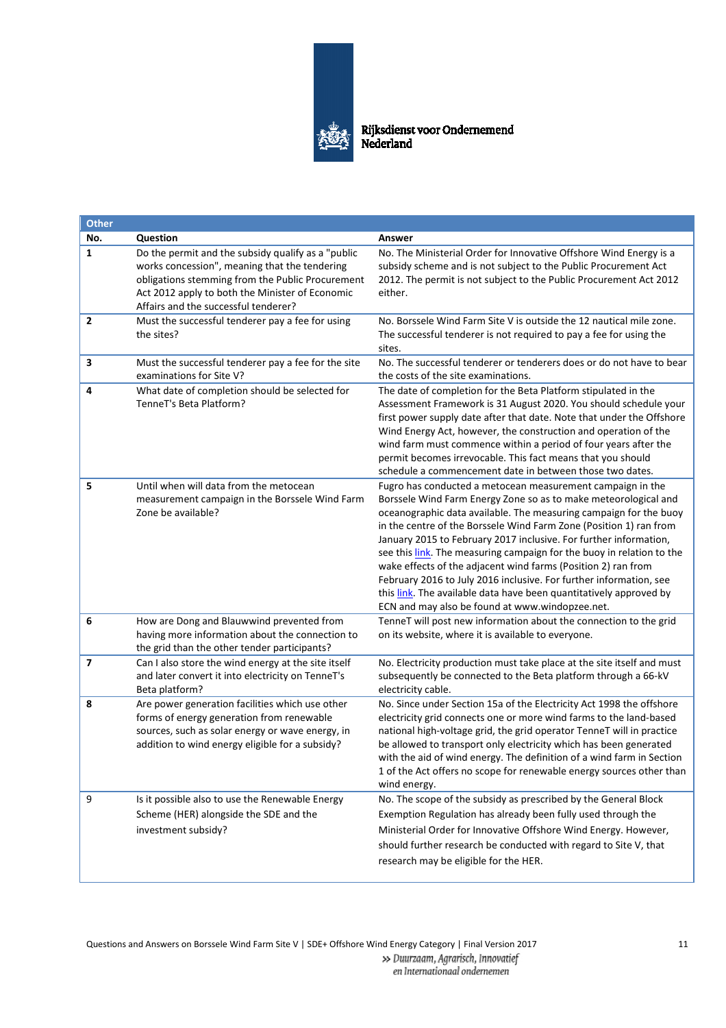| Other | | |
|---|---|---|
| **No.** | **Question** | **Answer** |
| **1** | Do the permit and the subsidy qualify as a "public works concession", meaning that the tendering obligations stemming from the Public Procurement Act 2012 apply to both the Minister of Economic Affairs and the successful tenderer? | No. The Ministerial Order for Innovative Offshore Wind Energy is a subsidy scheme and is not subject to the Public Procurement Act 2012. The permit is not subject to the Public Procurement Act 2012 either. |
| **2** | Must the successful tenderer pay a fee for using the sites? | No. Borssele Wind Farm Site V is outside the 12 nautical mile zone. The successful tenderer is not required to pay a fee for using the sites. |
| **3** | Must the successful tenderer pay a fee for the site examinations for Site V? | No. The successful tenderer or tenderers does or do not have to bear the costs of the site examinations. |
| **4** | What date of completion should be selected for TenneT's Beta Platform? | The date of completion for the Beta Platform stipulated in the Assessment Framework is 31 August 2020. You should schedule your first power supply date after that date. Note that under the Offshore Wind Energy Act, however, the construction and operation of the wind farm must commence within a period of four years after the permit becomes irrevocable. This fact means that you should schedule a commencement date in between those two dates. |
| **5** | Until when will data from the metocean measurement campaign in the Borssele Wind Farm Zone be available? | Fugro has conducted a metocean measurement campaign in the Borssele Wind Farm Energy Zone so as to make meteorological and oceanographic data available. The measuring campaign for the buoy in the centre of the Borssele Wind Farm Zone (Position 1) ran from January 2015 to February 2017 inclusive. For further information, see this link. The measuring campaign for the buoy in relation to the wake effects of the adjacent wind farms (Position 2) ran from February 2016 to July 2016 inclusive. For further information, see this link. The available data have been quantitatively approved by ECN and may also be found at www.windopzee.net. |
| **6** | How are Dong and Blauwwind prevented from having more information about the connection to the grid than the other tender participants? | TenneT will post new information about the connection to the grid on its website, where it is available to everyone. |
| **7** | Can I also store the wind energy at the site itself and later convert it into electricity on TenneT's Beta platform? | No. Electricity production must take place at the site itself and must subsequently be connected to the Beta platform through a 66-kV electricity cable. |
| **8** | Are power generation facilities which use other forms of energy generation from renewable sources, such as solar energy or wave energy, in addition to wind energy eligible for a subsidy? | No. Since under Section 15a of the Electricity Act 1998 the offshore electricity grid connects one or more wind farms to the land-based national high-voltage grid, the grid operator TenneT will in practice be allowed to transport only electricity which has been generated with the aid of wind energy. The definition of a wind farm in Section 1 of the Act offers no scope for renewable energy sources other than wind energy. |
| 9 | Is it possible also to use the Renewable Energy Scheme (HER) alongside the SDE and the investment subsidy? | No. The scope of the subsidy as prescribed by the General Block Exemption Regulation has already been fully used through the Ministerial Order for Innovative Offshore Wind Energy. However, should further research be conducted with regard to Site V, that research may be eligible for the HER. |